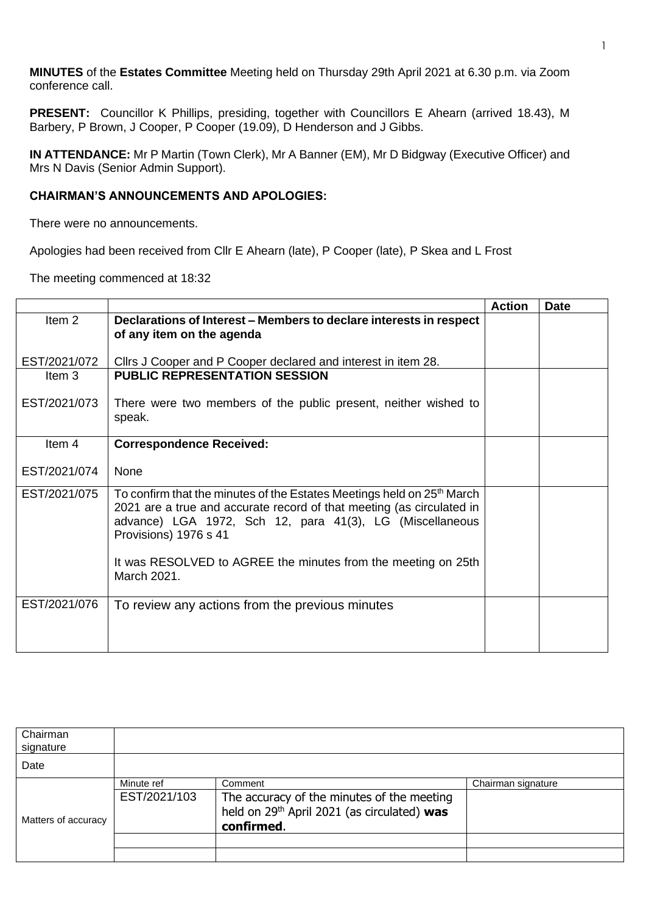**MINUTES** of the **Estates Committee** Meeting held on Thursday 29th April 2021 at 6.30 p.m. via Zoom conference call.

**PRESENT:** Councillor K Phillips, presiding, together with Councillors E Ahearn (arrived 18.43), M Barbery, P Brown, J Cooper, P Cooper (19.09), D Henderson and J Gibbs.

**IN ATTENDANCE:** Mr P Martin (Town Clerk), Mr A Banner (EM), Mr D Bidgway (Executive Officer) and Mrs N Davis (Senior Admin Support).

**CHAIRMAN'S ANNOUNCEMENTS AND APOLOGIES:**

There were no announcements.

Apologies had been received from Cllr E Ahearn (late), P Cooper (late), P Skea and L Frost

The meeting commenced at 18:32

| | | Action | Date |
|---|---|---|---|
| Item 2<br><br>EST/2021/072 | **Declarations of Interest – Members to declare interests in respect of any item on the agenda**<br><br>Cllrs J Cooper and P Cooper declared and interest in item 28. | | |
| Item 3<br><br>EST/2021/073 | **PUBLIC REPRESENTATION SESSION**<br><br>There were two members of the public present, neither wished to speak. | | |
| Item 4<br><br>EST/2021/074 | **Correspondence Received:**<br><br>None | | |
| EST/2021/075 | To confirm that the minutes of the Estates Meetings held on 25th March 2021 are a true and accurate record of that meeting (as circulated in advance) LGA 1972, Sch 12, para 41(3), LG (Miscellaneous Provisions) 1976 s 41<br><br>It was RESOLVED to AGREE the minutes from the meeting on 25th March 2021. | | |
| EST/2021/076 | To review any actions from the previous minutes | | |

| | | | |
|---|---|---|---|
| Chairman signature | | | |
| Date | | | |
| Matters of accuracy | Minute ref | Comment | Chairman signature |
| | EST/2021/103 | The accuracy of the minutes of the meeting held on 29th April 2021 (as circulated) **was confirmed**. | |
| | | | |
| | | | |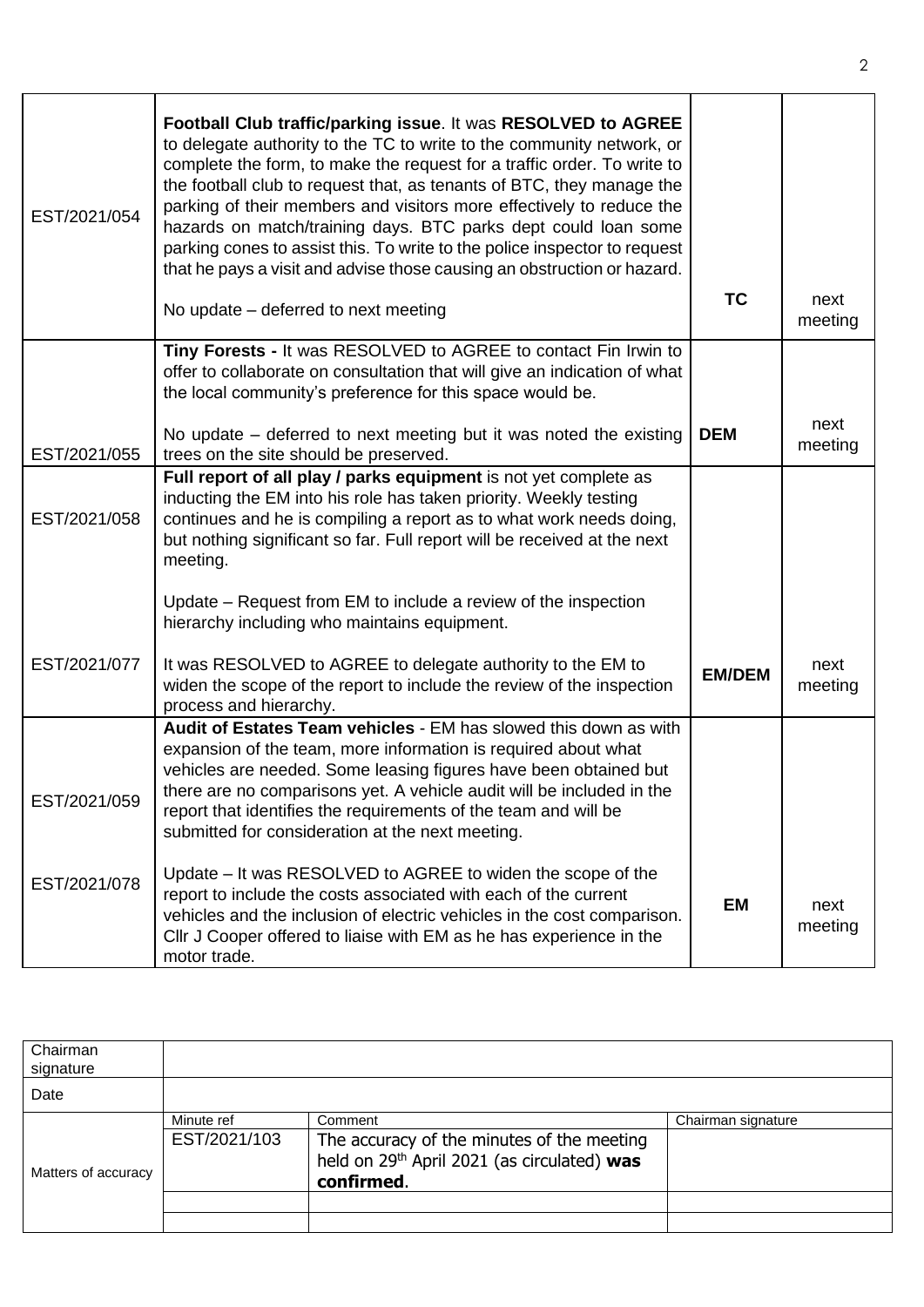| | | | |
|---|---|---|---|
| EST/2021/054 | **Football Club traffic/parking issue**. It was **RESOLVED to AGREE** to delegate authority to the TC to write to the community network, or complete the form, to make the request for a traffic order. To write to the football club to request that, as tenants of BTC, they manage the parking of their members and visitors more effectively to reduce the hazards on match/training days. BTC parks dept could loan some parking cones to assist this. To write to the police inspector to request that he pays a visit and advise those causing an obstruction or hazard.<br><br>No update – deferred to next meeting | **TC** | next meeting |
| EST/2021/055 | **Tiny Forests -** It was RESOLVED to AGREE to contact Fin Irwin to offer to collaborate on consultation that will give an indication of what the local community's preference for this space would be.<br><br>No update – deferred to next meeting but it was noted the existing trees on the site should be preserved. | **DEM** | next meeting |
| EST/2021/058<br><br><br><br><br>EST/2021/077 | **Full report of all play / parks equipment** is not yet complete as inducting the EM into his role has taken priority. Weekly testing continues and he is compiling a report as to what work needs doing, but nothing significant so far. Full report will be received at the next meeting.<br><br>Update – Request from EM to include a review of the inspection hierarchy including who maintains equipment.<br><br>It was RESOLVED to AGREE to delegate authority to the EM to widen the scope of the report to include the review of the inspection process and hierarchy. | **EM/DEM** | next meeting |
| EST/2021/059<br><br><br><br><br>EST/2021/078 | **Audit of Estates Team vehicles** - EM has slowed this down as with expansion of the team, more information is required about what vehicles are needed. Some leasing figures have been obtained but there are no comparisons yet. A vehicle audit will be included in the report that identifies the requirements of the team and will be submitted for consideration at the next meeting.<br><br>Update – It was RESOLVED to AGREE to widen the scope of the report to include the costs associated with each of the current vehicles and the inclusion of electric vehicles in the cost comparison. Cllr J Cooper offered to liaise with EM as he has experience in the motor trade. | **EM** | next meeting |

| Chairman signature | | | |
|---|---|---|---|
| Date | | | |
| Matters of accuracy | Minute ref | Comment | Chairman signature |
| | EST/2021/103 | The accuracy of the minutes of the meeting held on 29th April 2021 (as circulated) **was confirmed**. | |
| | | | |
| | | | |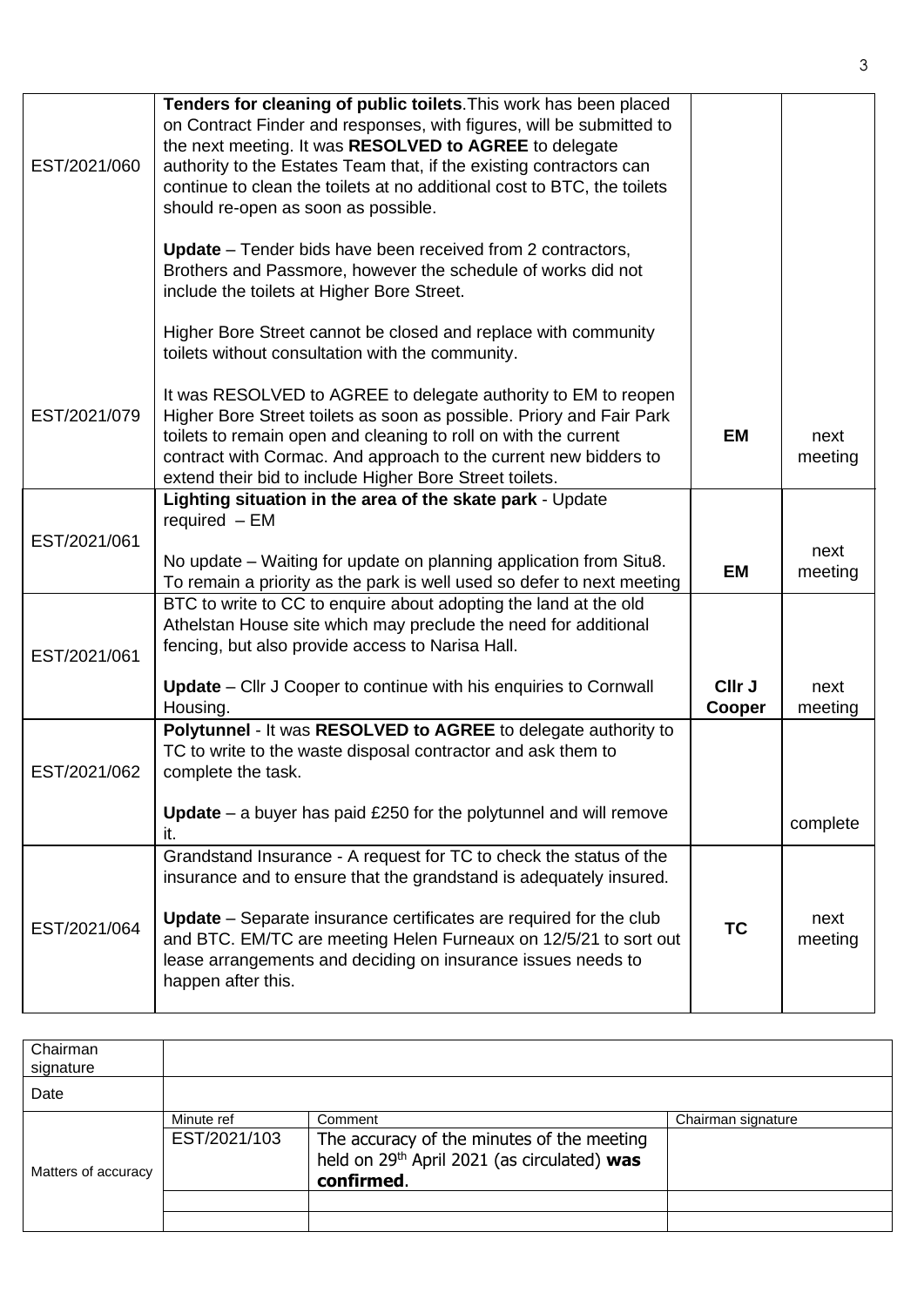| | | | |
|---|---|---|---|
| EST/2021/060<br><br><br><br><br><br><br><br><br>EST/2021/079 | **Tenders for cleaning of public toilets**.This work has been placed on Contract Finder and responses, with figures, will be submitted to the next meeting. It was **RESOLVED to AGREE** to delegate authority to the Estates Team that, if the existing contractors can continue to clean the toilets at no additional cost to BTC, the toilets should re-open as soon as possible.<br><br>**Update** – Tender bids have been received from 2 contractors, Brothers and Passmore, however the schedule of works did not include the toilets at Higher Bore Street.<br><br>Higher Bore Street cannot be closed and replace with community toilets without consultation with the community.<br><br>It was RESOLVED to AGREE to delegate authority to EM to reopen Higher Bore Street toilets as soon as possible. Priory and Fair Park toilets to remain open and cleaning to roll on with the current contract with Cormac. And approach to the current new bidders to extend their bid to include Higher Bore Street toilets. | **EM** | next meeting |
| EST/2021/061 | **Lighting situation in the area of the skate park** - Update required – EM<br><br>No update – Waiting for update on planning application from Situ8. To remain a priority as the park is well used so defer to next meeting | **EM** | next meeting |
| EST/2021/061 | BTC to write to CC to enquire about adopting the land at the old Athelstan House site which may preclude the need for additional fencing, but also provide access to Narisa Hall.<br><br>**Update** – Cllr J Cooper to continue with his enquiries to Cornwall Housing. | **Cllr J Cooper** | next meeting |
| EST/2021/062 | **Polytunnel** - It was **RESOLVED to AGREE** to delegate authority to TC to write to the waste disposal contractor and ask them to complete the task.<br><br>**Update** – a buyer has paid £250 for the polytunnel and will remove it. | | complete |
| EST/2021/064 | Grandstand Insurance - A request for TC to check the status of the insurance and to ensure that the grandstand is adequately insured.<br><br>**Update** – Separate insurance certificates are required for the club and BTC. EM/TC are meeting Helen Furneaux on 12/5/21 to sort out lease arrangements and deciding on insurance issues needs to happen after this. | **TC** | next meeting |

| | | | |
|---|---|---|---|
| Chairman signature | | | |
| Date | | | |
| Matters of accuracy | Minute ref | Comment | Chairman signature |
| | EST/2021/103 | The accuracy of the minutes of the meeting held on 29th April 2021 (as circulated) **was confirmed**. | |
| | | | |
| | | | |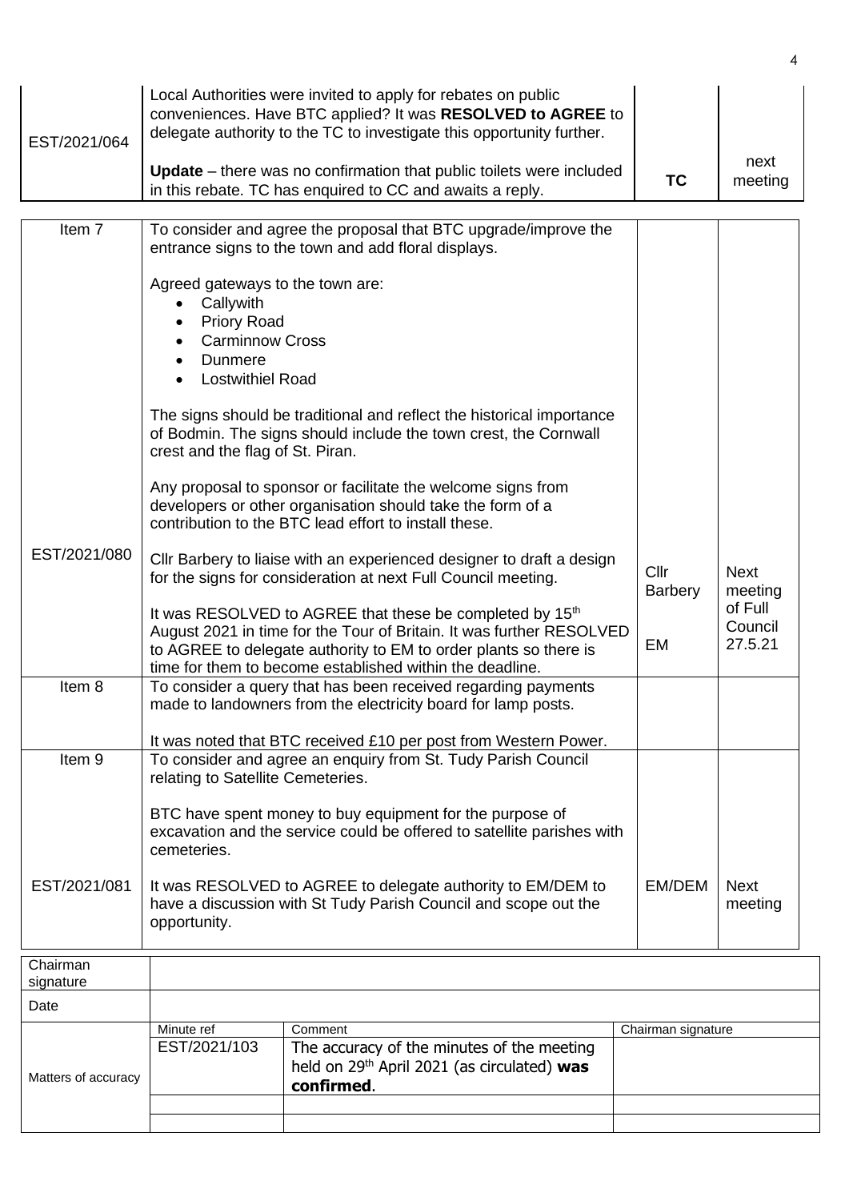| | | | |
|---|---|---|---|
| EST/2021/064 | Local Authorities were invited to apply for rebates on public conveniences. Have BTC applied? It was **RESOLVED to AGREE** to delegate authority to the TC to investigate this opportunity further.<br><br>**Update** – there was no confirmation that public toilets were included in this rebate. TC has enquired to CC and awaits a reply. | **TC** | next meeting |

| | | | |
|---|---|---|---|
| Item 7<br><br><br><br><br><br><br><br><br><br><br><br><br><br><br>EST/2021/080 | To consider and agree the proposal that BTC upgrade/improve the entrance signs to the town and add floral displays.<br><br>Agreed gateways to the town are:<br>• Callywith<br>• Priory Road<br>• Carminnow Cross<br>• Dunmere<br>• Lostwithiel Road<br><br>The signs should be traditional and reflect the historical importance of Bodmin. The signs should include the town crest, the Cornwall crest and the flag of St. Piran.<br><br>Any proposal to sponsor or facilitate the welcome signs from developers or other organisation should take the form of a contribution to the BTC lead effort to install these.<br><br>Cllr Barbery to liaise with an experienced designer to draft a design for the signs for consideration at next Full Council meeting.<br><br>It was RESOLVED to AGREE that these be completed by 15th August 2021 in time for the Tour of Britain. It was further RESOLVED to AGREE to delegate authority to EM to order plants so there is time for them to become established within the deadline. | Cllr Barbery<br><br>EM | Next meeting of Full Council 27.5.21 |
| Item 8 | To consider a query that has been received regarding payments made to landowners from the electricity board for lamp posts.<br><br>It was noted that BTC received £10 per post from Western Power. | | |
| Item 9<br><br><br><br><br><br>EST/2021/081 | To consider and agree an enquiry from St. Tudy Parish Council relating to Satellite Cemeteries.<br><br>BTC have spent money to buy equipment for the purpose of excavation and the service could be offered to satellite parishes with cemeteries.<br><br>It was RESOLVED to AGREE to delegate authority to EM/DEM to have a discussion with St Tudy Parish Council and scope out the opportunity. | EM/DEM | Next meeting |

| | | | |
|---|---|---|---|
| Chairman signature | | | |
| Date | | | |
| Matters of accuracy | Minute ref | Comment | Chairman signature |
| | EST/2021/103 | The accuracy of the minutes of the meeting held on 29th April 2021 (as circulated) **was confirmed**. | |
| | | | |
| | | | |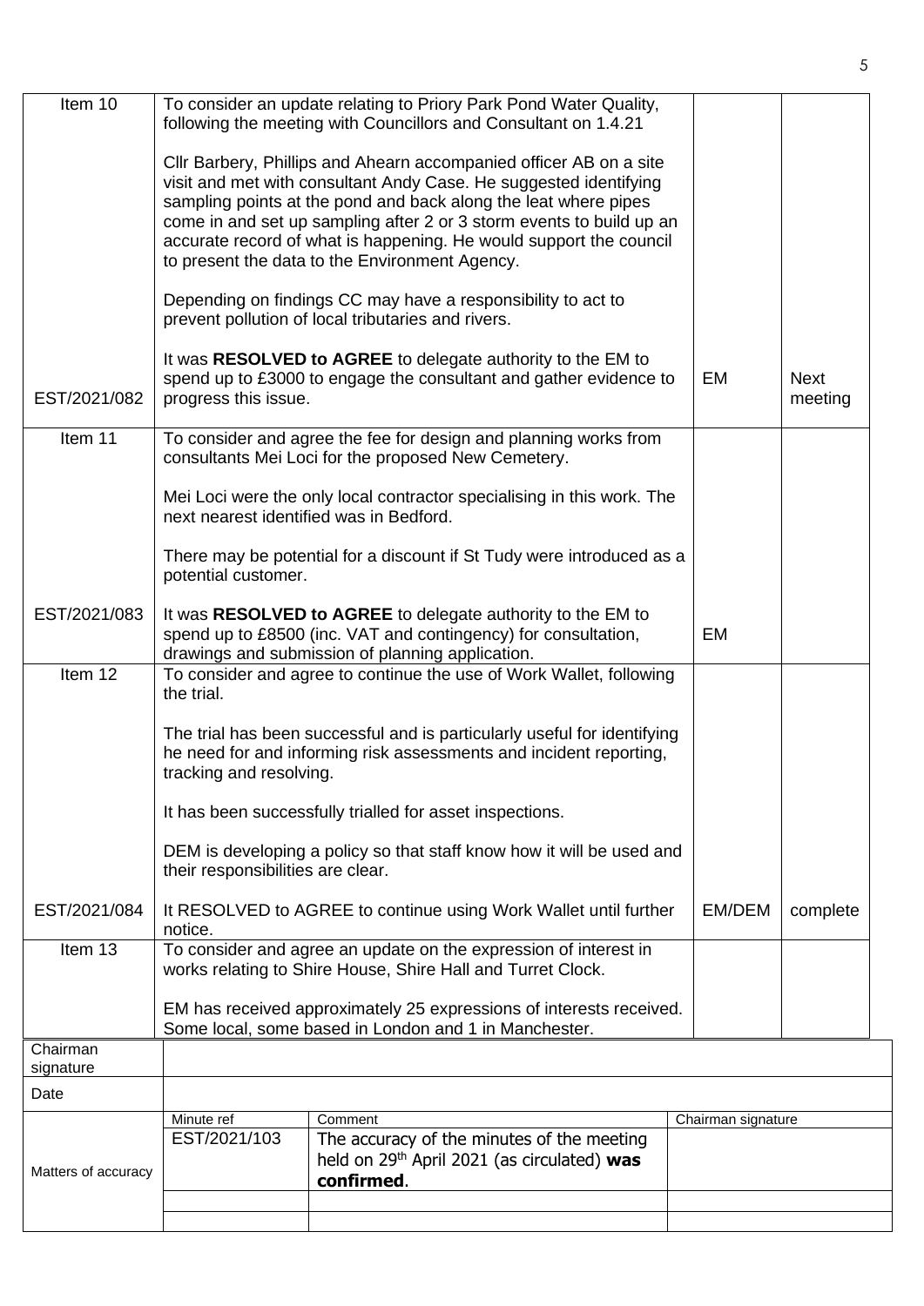| | | | |
|---|---|---|---|
| Item 10 | To consider an update relating to Priory Park Pond Water Quality, following the meeting with Councillors and Consultant on 1.4.21<br><br>Cllr Barbery, Phillips and Ahearn accompanied officer AB on a site visit and met with consultant Andy Case. He suggested identifying sampling points at the pond and back along the leat where pipes come in and set up sampling after 2 or 3 storm events to build up an accurate record of what is happening. He would support the council to present the data to the Environment Agency.<br><br>Depending on findings CC may have a responsibility to act to prevent pollution of local tributaries and rivers. | | |
| EST/2021/082 | It was **RESOLVED to AGREE** to delegate authority to the EM to spend up to £3000 to engage the consultant and gather evidence to progress this issue. | EM | Next meeting |
| Item 11 | To consider and agree the fee for design and planning works from consultants Mei Loci for the proposed New Cemetery.<br><br>Mei Loci were the only local contractor specialising in this work. The next nearest identified was in Bedford.<br><br>There may be potential for a discount if St Tudy were introduced as a potential customer. | | |
| EST/2021/083 | It was **RESOLVED to AGREE** to delegate authority to the EM to spend up to £8500 (inc. VAT and contingency) for consultation, drawings and submission of planning application. | EM | |
| Item 12 | To consider and agree to continue the use of Work Wallet, following the trial.<br><br>The trial has been successful and is particularly useful for identifying he need for and informing risk assessments and incident reporting, tracking and resolving.<br><br>It has been successfully trialled for asset inspections.<br><br>DEM is developing a policy so that staff know how it will be used and their responsibilities are clear. | | |
| EST/2021/084 | It RESOLVED to AGREE to continue using Work Wallet until further notice. | EM/DEM | complete |
| Item 13 | To consider and agree an update on the expression of interest in works relating to Shire House, Shire Hall and Turret Clock.<br><br>EM has received approximately 25 expressions of interests received. Some local, some based in London and 1 in Manchester. | | |

| | | | |
|---|---|---|---|
| Chairman signature | | | |
| Date | | | |
| Matters of accuracy | Minute ref | Comment | Chairman signature |
| | EST/2021/103 | The accuracy of the minutes of the meeting held on 29th April 2021 (as circulated) **was confirmed**. | |
| | | | |
| | | | |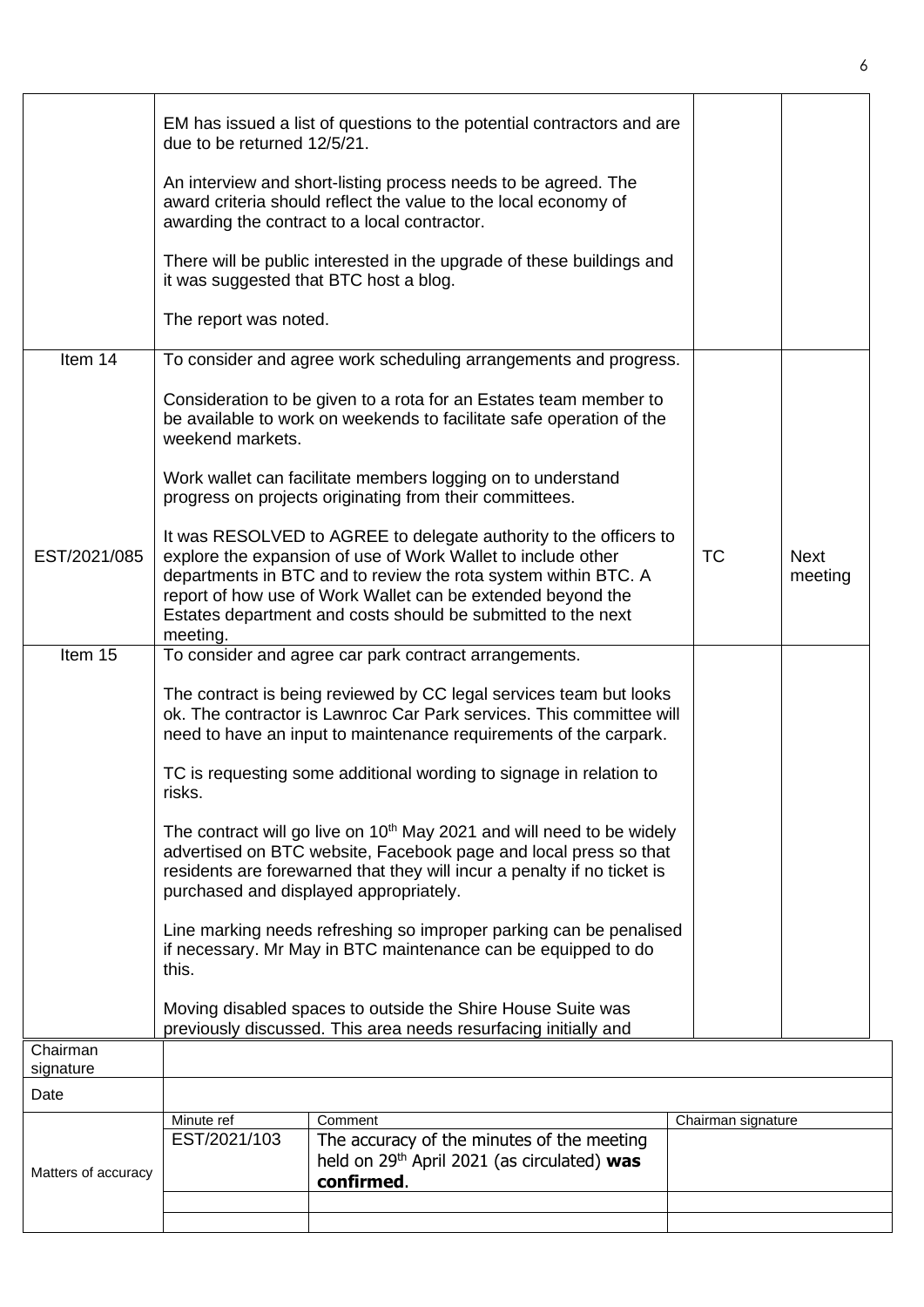| | | | |
|---|---|---|---|
| | EM has issued a list of questions to the potential contractors and are due to be returned 12/5/21.<br><br>An interview and short-listing process needs to be agreed. The award criteria should reflect the value to the local economy of awarding the contract to a local contractor.<br><br>There will be public interested in the upgrade of these buildings and it was suggested that BTC host a blog.<br><br>The report was noted. | | |
| Item 14<br><br><br><br><br><br><br><br><br>EST/2021/085 | To consider and agree work scheduling arrangements and progress.<br><br>Consideration to be given to a rota for an Estates team member to be available to work on weekends to facilitate safe operation of the weekend markets.<br><br>Work wallet can facilitate members logging on to understand progress on projects originating from their committees.<br><br>It was RESOLVED to AGREE to delegate authority to the officers to explore the expansion of use of Work Wallet to include other departments in BTC and to review the rota system within BTC. A report of how use of Work Wallet can be extended beyond the Estates department and costs should be submitted to the next meeting. | TC | Next meeting |
| Item 15 | To consider and agree car park contract arrangements.<br><br>The contract is being reviewed by CC legal services team but looks ok. The contractor is Lawnroc Car Park services. This committee will need to have an input to maintenance requirements of the carpark.<br><br>TC is requesting some additional wording to signage in relation to risks.<br><br>The contract will go live on 10th May 2021 and will need to be widely advertised on BTC website, Facebook page and local press so that residents are forewarned that they will incur a penalty if no ticket is purchased and displayed appropriately.<br><br>Line marking needs refreshing so improper parking can be penalised if necessary. Mr May in BTC maintenance can be equipped to do this.<br><br>Moving disabled spaces to outside the Shire House Suite was previously discussed. This area needs resurfacing initially and | | |

| | | | |
|---|---|---|---|
| Chairman signature | | | |
| Date | | | |
| Matters of accuracy | Minute ref | Comment | Chairman signature |
| | EST/2021/103 | The accuracy of the minutes of the meeting held on 29th April 2021 (as circulated) **was confirmed**. | |
| | | | |
| | | | |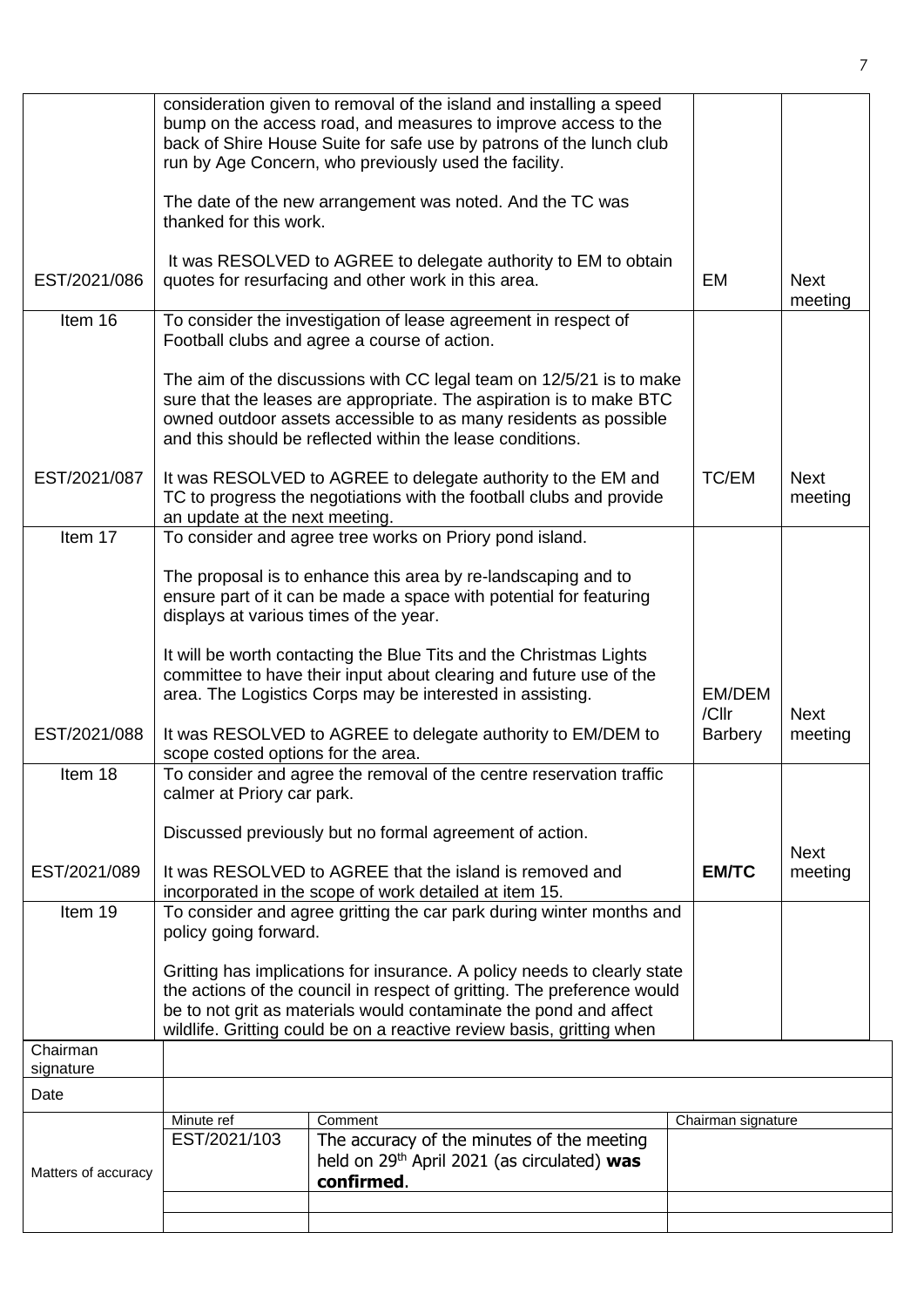| | | | |
|---|---|---|---|
| | consideration given to removal of the island and installing a speed bump on the access road, and measures to improve access to the back of Shire House Suite for safe use by patrons of the lunch club run by Age Concern, who previously used the facility.<br><br>The date of the new arrangement was noted. And the TC was thanked for this work. | | |
| EST/2021/086 | It was RESOLVED to AGREE to delegate authority to EM to obtain quotes for resurfacing and other work in this area. | EM | Next meeting |
| Item 16 | To consider the investigation of lease agreement in respect of Football clubs and agree a course of action.<br><br>The aim of the discussions with CC legal team on 12/5/21 is to make sure that the leases are appropriate. The aspiration is to make BTC owned outdoor assets accessible to as many residents as possible and this should be reflected within the lease conditions. | | |
| EST/2021/087 | It was RESOLVED to AGREE to delegate authority to the EM and TC to progress the negotiations with the football clubs and provide an update at the next meeting. | TC/EM | Next meeting |
| Item 17 | To consider and agree tree works on Priory pond island.<br><br>The proposal is to enhance this area by re-landscaping and to ensure part of it can be made a space with potential for featuring displays at various times of the year.<br><br>It will be worth contacting the Blue Tits and the Christmas Lights committee to have their input about clearing and future use of the area. The Logistics Corps may be interested in assisting. | | |
| EST/2021/088 | It was RESOLVED to AGREE to delegate authority to EM/DEM to scope costed options for the area. | EM/DEM /Cllr Barbery | Next meeting |
| Item 18 | To consider and agree the removal of the centre reservation traffic calmer at Priory car park.<br><br>Discussed previously but no formal agreement of action. | | |
| EST/2021/089 | It was RESOLVED to AGREE that the island is removed and incorporated in the scope of work detailed at item 15. | **EM/TC** | Next meeting |
| Item 19 | To consider and agree gritting the car park during winter months and policy going forward.<br><br>Gritting has implications for insurance. A policy needs to clearly state the actions of the council in respect of gritting. The preference would be to not grit as materials would contaminate the pond and affect wildlife. Gritting could be on a reactive review basis, gritting when | | |

| | | | |
|---|---|---|---|
| Chairman signature | | | |
| Date | | | |
| Matters of accuracy | Minute ref | Comment | Chairman signature |
| | EST/2021/103 | The accuracy of the minutes of the meeting held on 29th April 2021 (as circulated) **was confirmed**. | |
| | | | |
| | | | |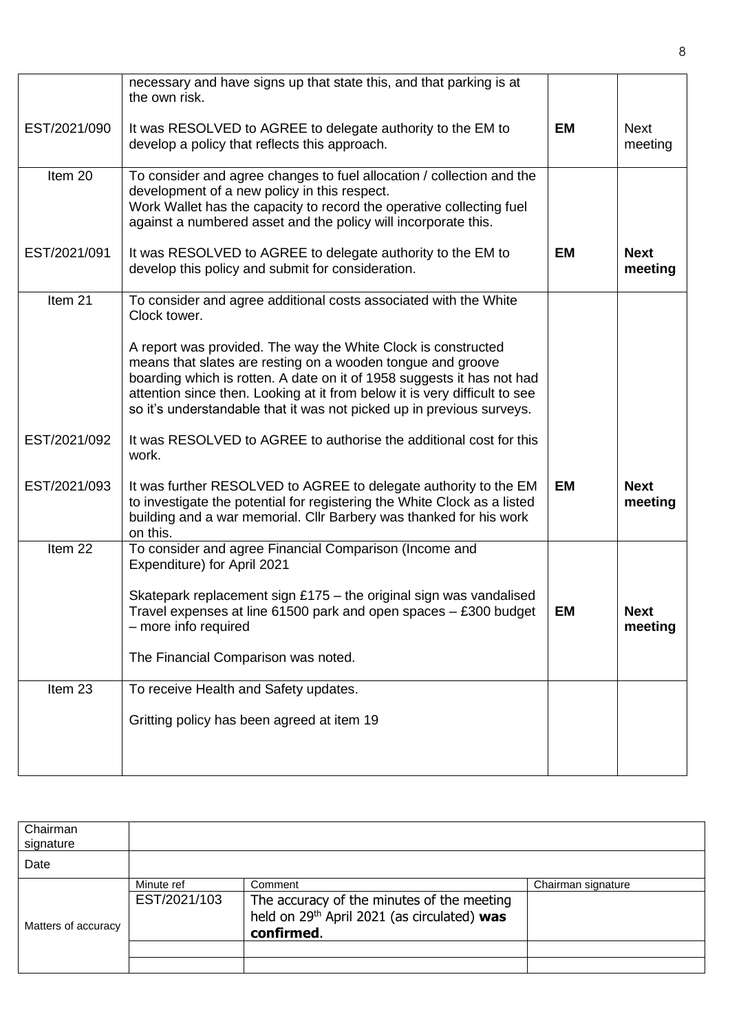| | | | |
|---|---|---|---|
| | necessary and have signs up that state this, and that parking is at the own risk. | | |
| EST/2021/090 | It was RESOLVED to AGREE to delegate authority to the EM to develop a policy that reflects this approach. | **EM** | Next meeting |
| Item 20 | To consider and agree changes to fuel allocation / collection and the development of a new policy in this respect.<br>Work Wallet has the capacity to record the operative collecting fuel against a numbered asset and the policy will incorporate this. | | |
| EST/2021/091 | It was RESOLVED to AGREE to delegate authority to the EM to develop this policy and submit for consideration. | **EM** | **Next meeting** |
| Item 21 | To consider and agree additional costs associated with the White Clock tower.<br><br>A report was provided. The way the White Clock is constructed means that slates are resting on a wooden tongue and groove boarding which is rotten. A date on it of 1958 suggests it has not had attention since then. Looking at it from below it is very difficult to see so it's understandable that it was not picked up in previous surveys. | | |
| EST/2021/092 | It was RESOLVED to AGREE to authorise the additional cost for this work. | | |
| EST/2021/093 | It was further RESOLVED to AGREE to delegate authority to the EM to investigate the potential for registering the White Clock as a listed building and a war memorial. Cllr Barbery was thanked for his work on this. | **EM** | **Next meeting** |
| Item 22 | To consider and agree Financial Comparison (Income and Expenditure) for April 2021<br><br>Skatepark replacement sign £175 – the original sign was vandalised<br>Travel expenses at line 61500 park and open spaces – £300 budget – more info required<br><br>The Financial Comparison was noted. | **EM** | **Next meeting** |
| Item 23 | To receive Health and Safety updates.<br><br>Gritting policy has been agreed at item 19 | | |

| | | | |
|---|---|---|---|
| Chairman signature | | | |
| Date | | | |
| Matters of accuracy | Minute ref | Comment | Chairman signature |
| | EST/2021/103 | The accuracy of the minutes of the meeting held on 29th April 2021 (as circulated) **was confirmed**. | |
| | | | |
| | | | |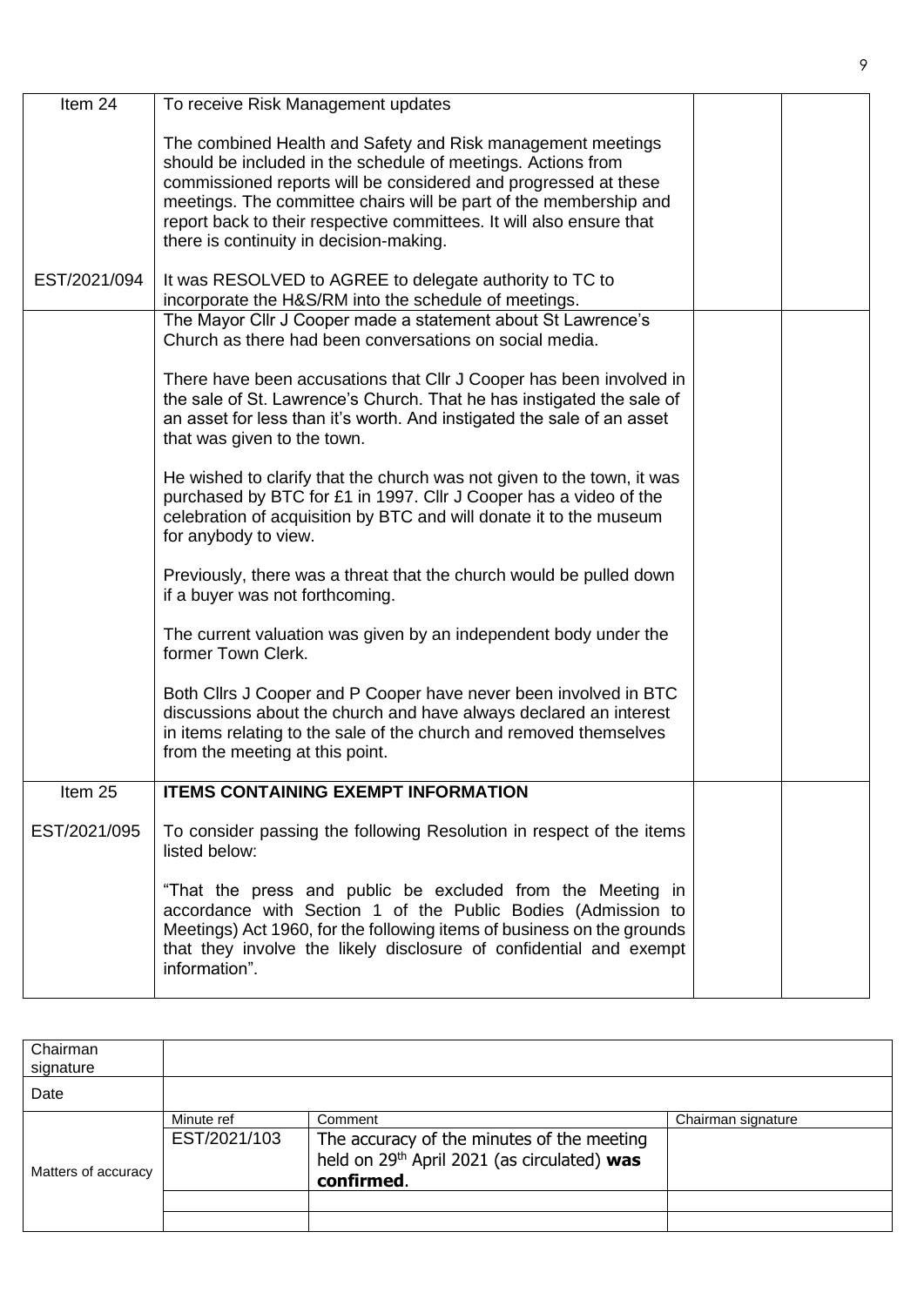| | | | |
|---|---|---|---|
| Item 24 | To receive Risk Management updates<br><br>The combined Health and Safety and Risk management meetings should be included in the schedule of meetings. Actions from commissioned reports will be considered and progressed at these meetings. The committee chairs will be part of the membership and report back to their respective committees. It will also ensure that there is continuity in decision-making. | | |
| EST/2021/094 | It was RESOLVED to AGREE to delegate authority to TC to incorporate the H&S/RM into the schedule of meetings. | | |
| | The Mayor Cllr J Cooper made a statement about St Lawrence's Church as there had been conversations on social media.<br><br>There have been accusations that Cllr J Cooper has been involved in the sale of St. Lawrence's Church. That he has instigated the sale of an asset for less than it's worth. And instigated the sale of an asset that was given to the town.<br><br>He wished to clarify that the church was not given to the town, it was purchased by BTC for £1 in 1997. Cllr J Cooper has a video of the celebration of acquisition by BTC and will donate it to the museum for anybody to view.<br><br>Previously, there was a threat that the church would be pulled down if a buyer was not forthcoming.<br><br>The current valuation was given by an independent body under the former Town Clerk.<br><br>Both Cllrs J Cooper and P Cooper have never been involved in BTC discussions about the church and have always declared an interest in items relating to the sale of the church and removed themselves from the meeting at this point. | | |
| Item 25 | **ITEMS CONTAINING EXEMPT INFORMATION** | | |
| EST/2021/095 | To consider passing the following Resolution in respect of the items listed below:<br><br>"That the press and public be excluded from the Meeting in accordance with Section 1 of the Public Bodies (Admission to Meetings) Act 1960, for the following items of business on the grounds that they involve the likely disclosure of confidential and exempt information". | | |

| | | | |
|---|---|---|---|
| Chairman signature | | | |
| Date | | | |
| Matters of accuracy | Minute ref | Comment | Chairman signature |
| | EST/2021/103 | The accuracy of the minutes of the meeting held on 29th April 2021 (as circulated) **was confirmed**. | |
| | | | |
| | | | |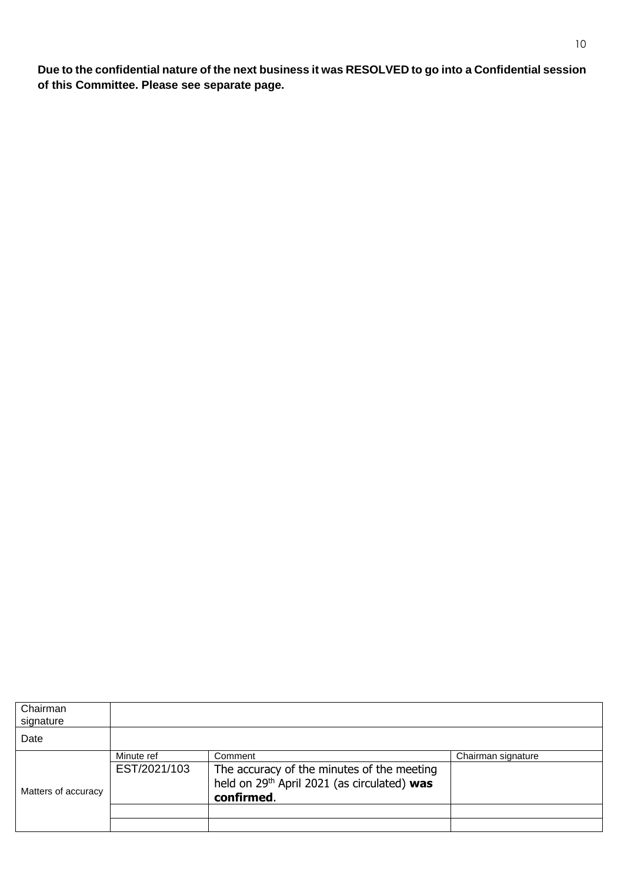**Due to the confidential nature of the next business it was RESOLVED to go into a Confidential session of this Committee. Please see separate page.**

| | | | |
|---|---|---|---|
| Chairman signature | | | |
| Date | | | |
| Matters of accuracy | Minute ref | Comment | Chairman signature |
| | EST/2021/103 | The accuracy of the minutes of the meeting held on 29th April 2021 (as circulated) **was confirmed**. | |
| | | | |
| | | | |